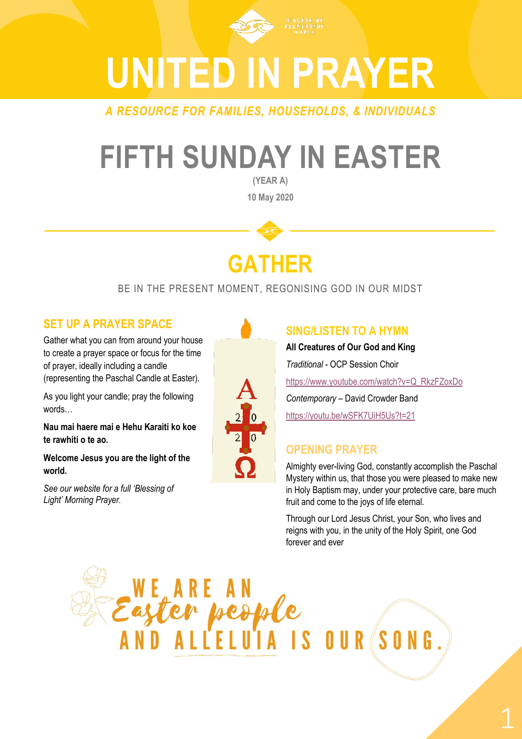DIOCESE OF PALMERSTON NORTH

# UNITED IN PRAYER

*A RESOURCE FOR FAMILIES, HOUSEHOLDS, & INDIVIDUALS*

# FIFTH SUNDAY IN EASTER

**(YEAR A)**

**10 May 2020**

## GATHER

BE IN THE PRESENT MOMENT, REGONISING GOD IN OUR MIDST

### SET UP A PRAYER SPACE

Gather what you can from around your house to create a prayer space or focus for the time of prayer, ideally including a candle (representing the Paschal Candle at Easter).

As you light your candle; pray the following words…

**Nau mai haere mai e Hehu Karaiti ko koe te rawhiti o te ao.**

**Welcome Jesus you are the light of the world.**

*See our website for a full 'Blessing of Light' Morning Prayer.*

### SING/LISTEN TO A HYMN

**All Creatures of Our God and King**

*Traditional* - OCP Session Choir

https://www.youtube.com/watch?v=Q_RkzFZoxDo

*Contemporary* – David Crowder Band

https://youtu.be/wSFK7UiH5Us?t=21

### OPENING PRAYER

Almighty ever-living God, constantly accomplish the Paschal Mystery within us, that those you were pleased to make new in Holy Baptism may, under your protective care, bare much fruit and come to the joys of life eternal.

Through our Lord Jesus Christ, your Son, who lives and reigns with you, in the unity of the Holy Spirit, one God forever and ever

WE ARE AN *Easter people* AND ALLELUIA IS OUR SONG.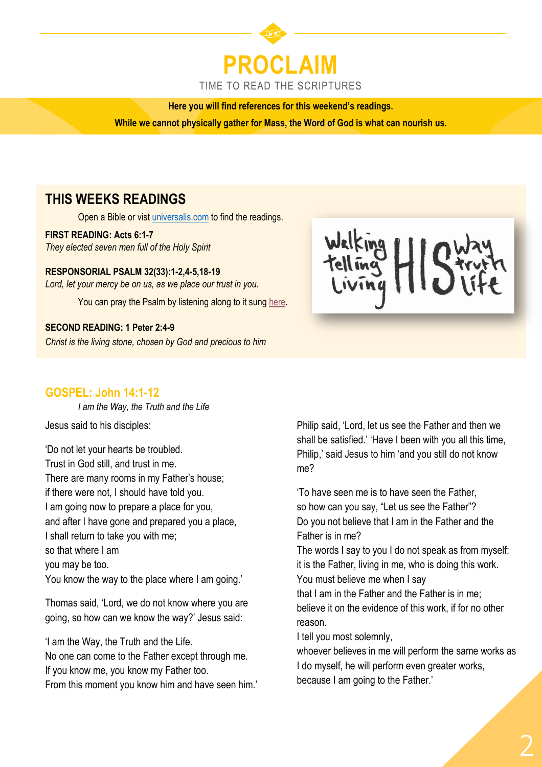# PROCLAIM

TIME TO READ THE SCRIPTURES

**Here you will find references for this weekend's readings.**

**While we cannot physically gather for Mass, the Word of God is what can nourish us.**

## THIS WEEKS READINGS

Open a Bible or visit universalis.com to find the readings.

**FIRST READING: Acts 6:1-7**
*They elected seven men full of the Holy Spirit*

**RESPONSORIAL PSALM 32(33):1-2,4-5,18-19**
*Lord, let your mercy be on us, as we place our trust in you.*

You can pray the Psalm by listening along to it sung here.

**SECOND READING: 1 Peter 2:4-9**
*Christ is the living stone, chosen by God and precious to him*

Walking telling Living HIS Way truth life

## GOSPEL: John 14:1-12

*I am the Way, the Truth and the Life*

Jesus said to his disciples:

'Do not let your hearts be troubled.
Trust in God still, and trust in me.
There are many rooms in my Father's house;
if there were not, I should have told you.
I am going now to prepare a place for you,
and after I have gone and prepared you a place,
I shall return to take you with me;
so that where I am
you may be too.
You know the way to the place where I am going.'

Thomas said, 'Lord, we do not know where you are going, so how can we know the way?' Jesus said:

'I am the Way, the Truth and the Life.
No one can come to the Father except through me.
If you know me, you know my Father too.
From this moment you know him and have seen him.'

Philip said, 'Lord, let us see the Father and then we shall be satisfied.' 'Have I been with you all this time, Philip,' said Jesus to him 'and you still do not know me?

'To have seen me is to have seen the Father,
so how can you say, "Let us see the Father"?
Do you not believe that I am in the Father and the Father is in me?
The words I say to you I do not speak as from myself:
it is the Father, living in me, who is doing this work.
You must believe me when I say
that I am in the Father and the Father is in me;
believe it on the evidence of this work, if for no other reason.
I tell you most solemnly,
whoever believes in me will perform the same works as I do myself, he will perform even greater works,
because I am going to the Father.'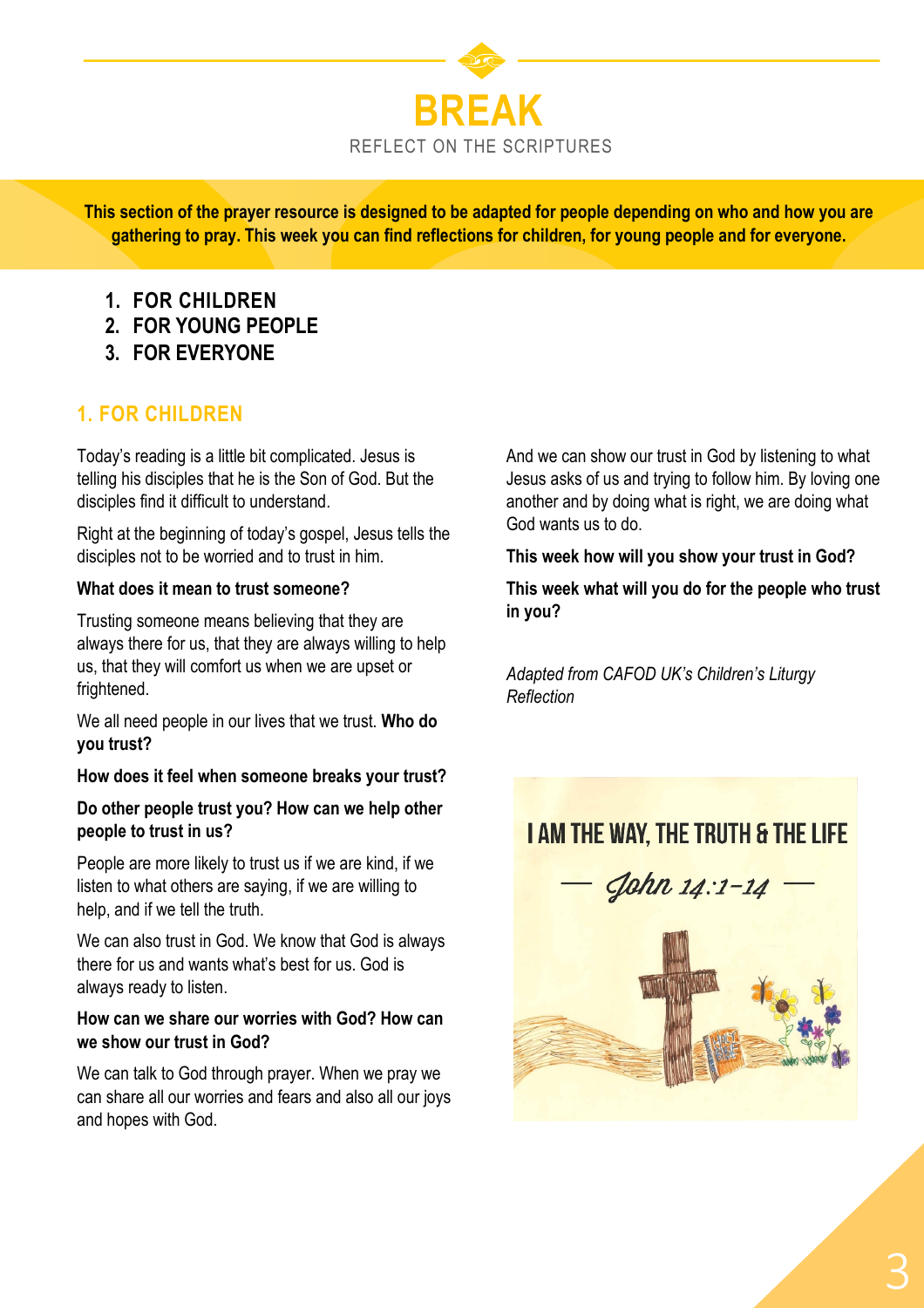# BREAK

REFLECT ON THE SCRIPTURES

**This section of the prayer resource is designed to be adapted for people depending on who and how you are gathering to pray. This week you can find reflections for children, for young people and for everyone.**

1. **FOR CHILDREN**
2. **FOR YOUNG PEOPLE**
3. **FOR EVERYONE**

## 1. FOR CHILDREN

Today's reading is a little bit complicated. Jesus is telling his disciples that he is the Son of God. But the disciples find it difficult to understand.

Right at the beginning of today's gospel, Jesus tells the disciples not to be worried and to trust in him.

**What does it mean to trust someone?**

Trusting someone means believing that they are always there for us, that they are always willing to help us, that they will comfort us when we are upset or frightened.

We all need people in our lives that we trust. **Who do you trust?**

**How does it feel when someone breaks your trust?**

**Do other people trust you? How can we help other people to trust in us?**

People are more likely to trust us if we are kind, if we listen to what others are saying, if we are willing to help, and if we tell the truth.

We can also trust in God. We know that God is always there for us and wants what's best for us. God is always ready to listen.

**How can we share our worries with God? How can we show our trust in God?**

We can talk to God through prayer. When we pray we can share all our worries and fears and also all our joys and hopes with God.

And we can show our trust in God by listening to what Jesus asks of us and trying to follow him. By loving one another and by doing what is right, we are doing what God wants us to do.

**This week how will you show your trust in God?**

**This week what will you do for the people who trust in you?**

*Adapted from CAFOD UK's Children's Liturgy Reflection*

I AM THE WAY, THE TRUTH & THE LIFE

— John 14:1-14 —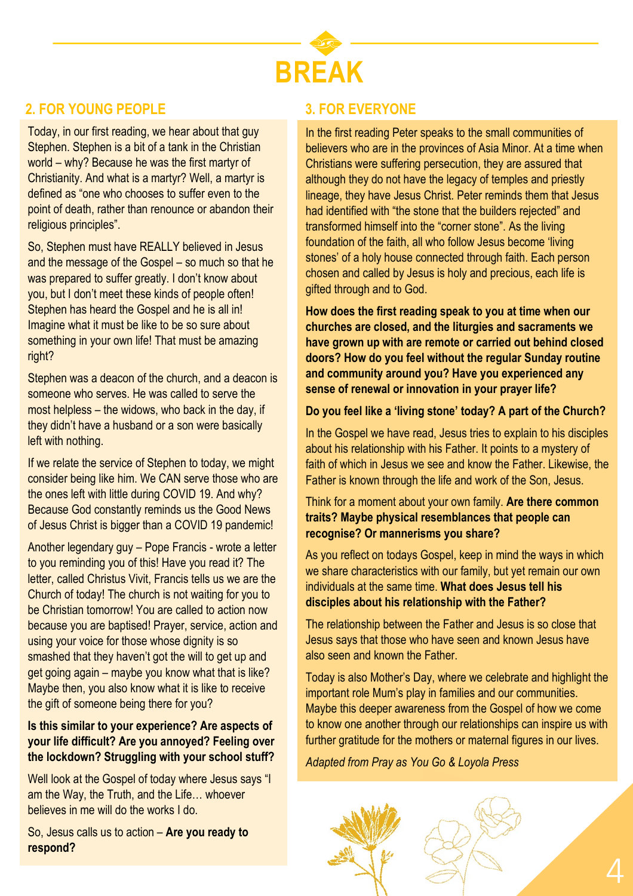# BREAK

## 2. FOR YOUNG PEOPLE

Today, in our first reading, we hear about that guy Stephen. Stephen is a bit of a tank in the Christian world – why? Because he was the first martyr of Christianity. And what is a martyr? Well, a martyr is defined as "one who chooses to suffer even to the point of death, rather than renounce or abandon their religious principles".

So, Stephen must have REALLY believed in Jesus and the message of the Gospel – so much so that he was prepared to suffer greatly. I don't know about you, but I don't meet these kinds of people often! Stephen has heard the Gospel and he is all in! Imagine what it must be like to be so sure about something in your own life! That must be amazing right?

Stephen was a deacon of the church, and a deacon is someone who serves. He was called to serve the most helpless – the widows, who back in the day, if they didn't have a husband or a son were basically left with nothing.

If we relate the service of Stephen to today, we might consider being like him. We CAN serve those who are the ones left with little during COVID 19. And why? Because God constantly reminds us the Good News of Jesus Christ is bigger than a COVID 19 pandemic!

Another legendary guy – Pope Francis - wrote a letter to you reminding you of this! Have you read it? The letter, called Christus Vivit, Francis tells us we are the Church of today! The church is not waiting for you to be Christian tomorrow! You are called to action now because you are baptised! Prayer, service, action and using your voice for those whose dignity is so smashed that they haven't got the will to get up and get going again – maybe you know what that is like? Maybe then, you also know what it is like to receive the gift of someone being there for you?

**Is this similar to your experience? Are aspects of your life difficult? Are you annoyed? Feeling over the lockdown? Struggling with your school stuff?**

Well look at the Gospel of today where Jesus says "I am the Way, the Truth, and the Life… whoever believes in me will do the works I do.

So, Jesus calls us to action – **Are you ready to respond?**

## 3. FOR EVERYONE

In the first reading Peter speaks to the small communities of believers who are in the provinces of Asia Minor. At a time when Christians were suffering persecution, they are assured that although they do not have the legacy of temples and priestly lineage, they have Jesus Christ. Peter reminds them that Jesus had identified with "the stone that the builders rejected" and transformed himself into the "corner stone". As the living foundation of the faith, all who follow Jesus become 'living stones' of a holy house connected through faith. Each person chosen and called by Jesus is holy and precious, each life is gifted through and to God.

**How does the first reading speak to you at time when our churches are closed, and the liturgies and sacraments we have grown up with are remote or carried out behind closed doors? How do you feel without the regular Sunday routine and community around you? Have you experienced any sense of renewal or innovation in your prayer life?**

**Do you feel like a 'living stone' today? A part of the Church?**

In the Gospel we have read, Jesus tries to explain to his disciples about his relationship with his Father. It points to a mystery of faith of which in Jesus we see and know the Father. Likewise, the Father is known through the life and work of the Son, Jesus.

Think for a moment about your own family. **Are there common traits? Maybe physical resemblances that people can recognise? Or mannerisms you share?**

As you reflect on todays Gospel, keep in mind the ways in which we share characteristics with our family, but yet remain our own individuals at the same time. **What does Jesus tell his disciples about his relationship with the Father?**

The relationship between the Father and Jesus is so close that Jesus says that those who have seen and known Jesus have also seen and known the Father.

Today is also Mother's Day, where we celebrate and highlight the important role Mum's play in families and our communities. Maybe this deeper awareness from the Gospel of how we come to know one another through our relationships can inspire us with further gratitude for the mothers or maternal figures in our lives.

*Adapted from Pray as You Go & Loyola Press*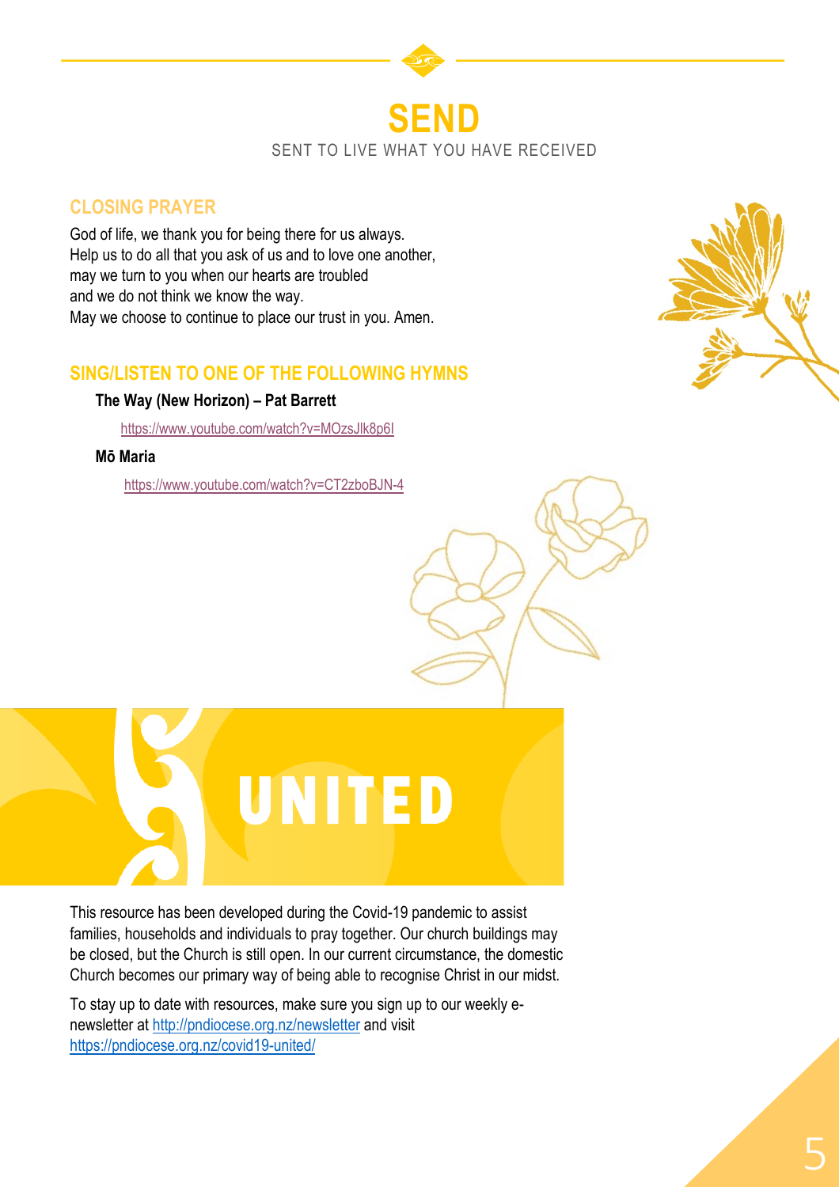# SEND

SENT TO LIVE WHAT YOU HAVE RECEIVED

## CLOSING PRAYER

God of life, we thank you for being there for us always.
Help us to do all that you ask of us and to love one another,
may we turn to you when our hearts are troubled
and we do not think we know the way.
May we choose to continue to place our trust in you. Amen.

## SING/LISTEN TO ONE OF THE FOLLOWING HYMNS

**The Way (New Horizon) – Pat Barrett**

https://www.youtube.com/watch?v=MOzsJlk8p6I

**Mō Maria**

https://www.youtube.com/watch?v=CT2zboBJN-4

# UNITED

This resource has been developed during the Covid-19 pandemic to assist families, households and individuals to pray together. Our church buildings may be closed, but the Church is still open. In our current circumstance, the domestic Church becomes our primary way of being able to recognise Christ in our midst.

To stay up to date with resources, make sure you sign up to our weekly e-newsletter at http://pndiocese.org.nz/newsletter and visit https://pndiocese.org.nz/covid19-united/